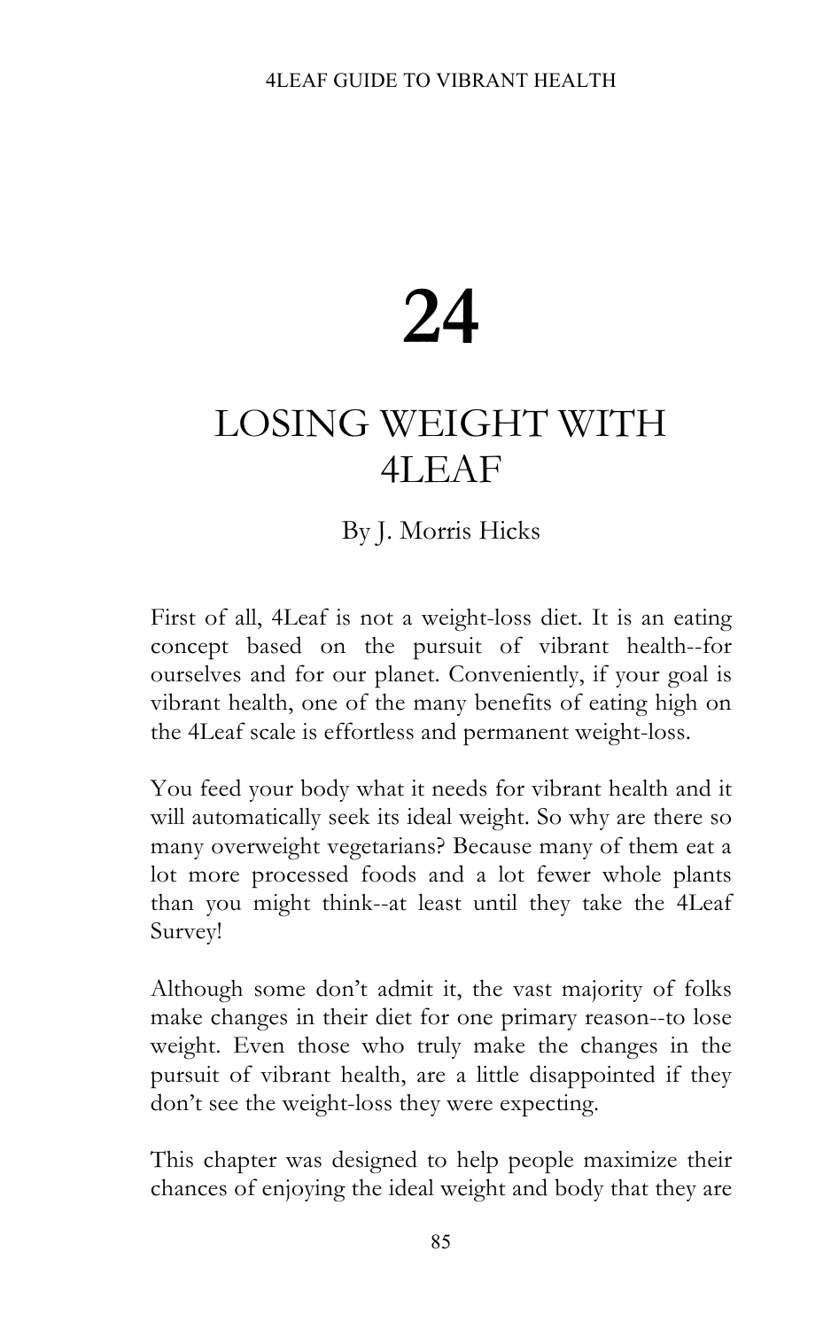# 24

# LOSING WEIGHT WITH 4LEAF

By J. Morris Hicks

First of all, 4Leaf is not a weight-loss diet. It is an eating concept based on the pursuit of vibrant health--for ourselves and for our planet. Conveniently, if your goal is vibrant health, one of the many benefits of eating high on the 4Leaf scale is effortless and permanent weight-loss.

You feed your body what it needs for vibrant health and it will automatically seek its ideal weight. So why are there so many overweight vegetarians? Because many of them eat a lot more processed foods and a lot fewer whole plants than you might think--at least until they take the 4Leaf Survey!

Although some don't admit it, the vast majority of folks make changes in their diet for one primary reason--to lose weight. Even those who truly make the changes in the pursuit of vibrant health, are a little disappointed if they don't see the weight-loss they were expecting.

This chapter was designed to help people maximize their chances of enjoying the ideal weight and body that they are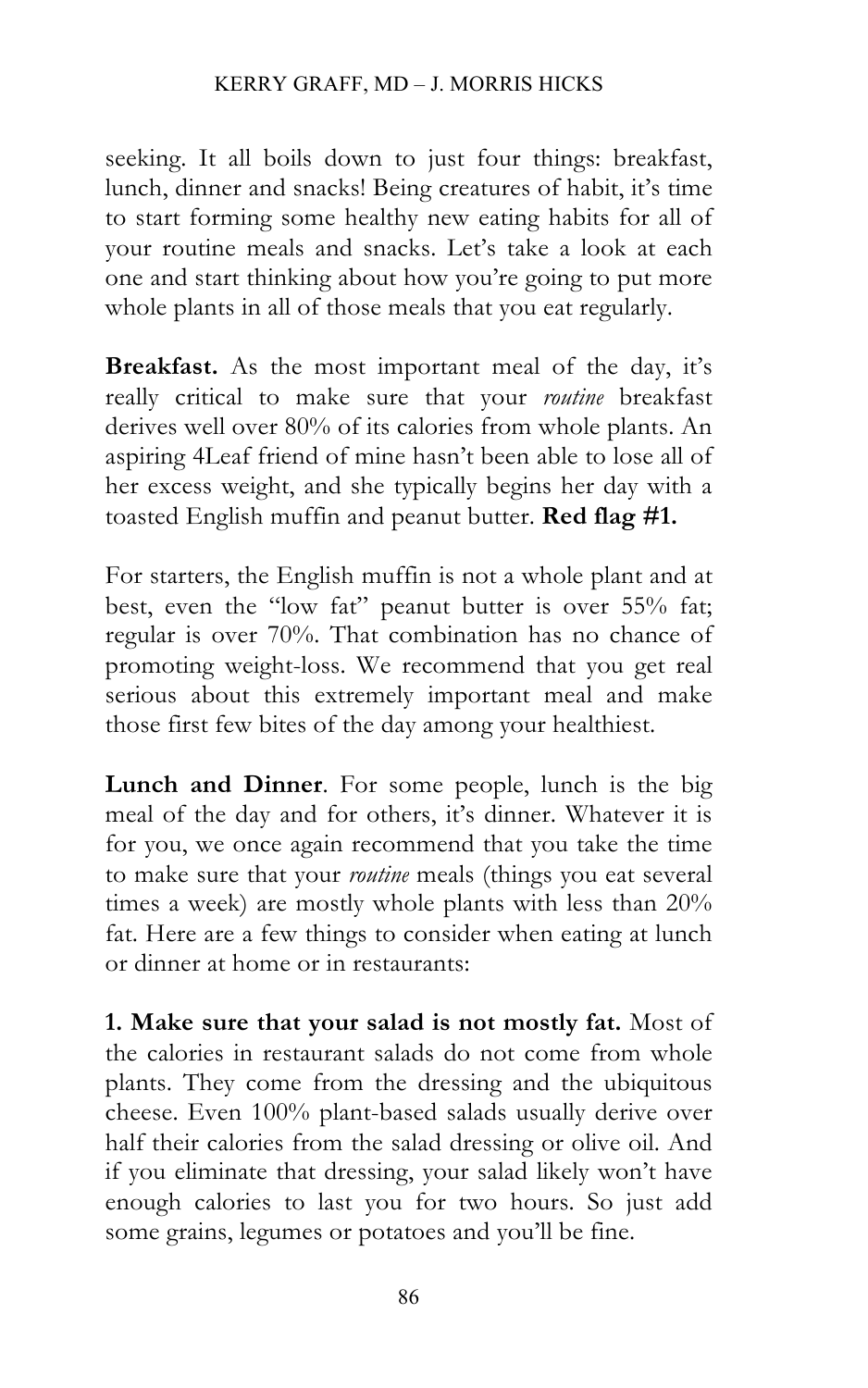seeking. It all boils down to just four things: breakfast, lunch, dinner and snacks! Being creatures of habit, it's time to start forming some healthy new eating habits for all of your routine meals and snacks. Let's take a look at each one and start thinking about how you're going to put more whole plants in all of those meals that you eat regularly.

**Breakfast.** As the most important meal of the day, it's really critical to make sure that your *routine* breakfast derives well over 80% of its calories from whole plants. An aspiring 4Leaf friend of mine hasn't been able to lose all of her excess weight, and she typically begins her day with a toasted English muffin and peanut butter. **Red flag #1.**

For starters, the English muffin is not a whole plant and at best, even the "low fat" peanut butter is over 55% fat; regular is over 70%. That combination has no chance of promoting weight-loss. We recommend that you get real serious about this extremely important meal and make those first few bites of the day among your healthiest.

**Lunch and Dinner**. For some people, lunch is the big meal of the day and for others, it's dinner. Whatever it is for you, we once again recommend that you take the time to make sure that your *routine* meals (things you eat several times a week) are mostly whole plants with less than 20% fat. Here are a few things to consider when eating at lunch or dinner at home or in restaurants:

**1. Make sure that your salad is not mostly fat.** Most of the calories in restaurant salads do not come from whole plants. They come from the dressing and the ubiquitous cheese. Even 100% plant-based salads usually derive over half their calories from the salad dressing or olive oil. And if you eliminate that dressing, your salad likely won't have enough calories to last you for two hours. So just add some grains, legumes or potatoes and you'll be fine.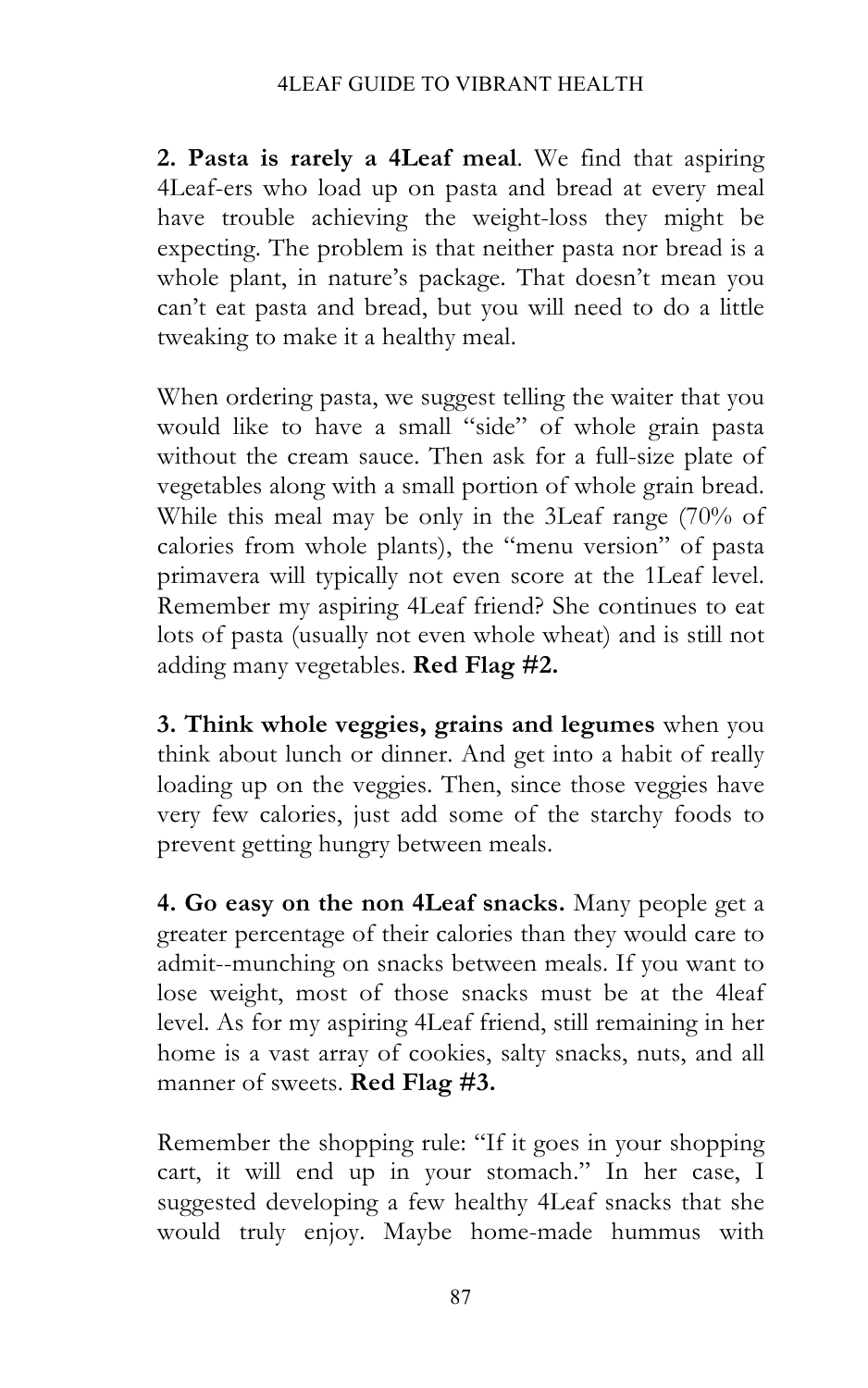**2. Pasta is rarely a 4Leaf meal**. We find that aspiring 4Leaf-ers who load up on pasta and bread at every meal have trouble achieving the weight-loss they might be expecting. The problem is that neither pasta nor bread is a whole plant, in nature's package. That doesn't mean you can't eat pasta and bread, but you will need to do a little tweaking to make it a healthy meal.

When ordering pasta, we suggest telling the waiter that you would like to have a small "side" of whole grain pasta without the cream sauce. Then ask for a full-size plate of vegetables along with a small portion of whole grain bread. While this meal may be only in the 3Leaf range (70% of calories from whole plants), the "menu version" of pasta primavera will typically not even score at the 1Leaf level. Remember my aspiring 4Leaf friend? She continues to eat lots of pasta (usually not even whole wheat) and is still not adding many vegetables. **Red Flag #2.**

**3. Think whole veggies, grains and legumes** when you think about lunch or dinner. And get into a habit of really loading up on the veggies. Then, since those veggies have very few calories, just add some of the starchy foods to prevent getting hungry between meals.

**4. Go easy on the non 4Leaf snacks.** Many people get a greater percentage of their calories than they would care to admit--munching on snacks between meals. If you want to lose weight, most of those snacks must be at the 4leaf level. As for my aspiring 4Leaf friend, still remaining in her home is a vast array of cookies, salty snacks, nuts, and all manner of sweets. **Red Flag #3.**

Remember the shopping rule: "If it goes in your shopping cart, it will end up in your stomach." In her case, I suggested developing a few healthy 4Leaf snacks that she would truly enjoy. Maybe home-made hummus with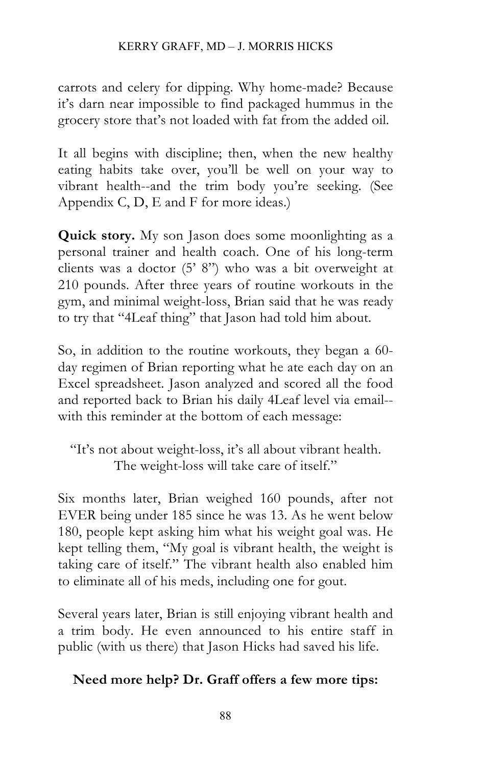carrots and celery for dipping. Why home-made? Because it's darn near impossible to find packaged hummus in the grocery store that's not loaded with fat from the added oil.

It all begins with discipline; then, when the new healthy eating habits take over, you'll be well on your way to vibrant health--and the trim body you're seeking. (See Appendix C, D, E and F for more ideas.)

**Quick story.** My son Jason does some moonlighting as a personal trainer and health coach. One of his long-term clients was a doctor (5' 8") who was a bit overweight at 210 pounds. After three years of routine workouts in the gym, and minimal weight-loss, Brian said that he was ready to try that "4Leaf thing" that Jason had told him about.

So, in addition to the routine workouts, they began a 60-day regimen of Brian reporting what he ate each day on an Excel spreadsheet. Jason analyzed and scored all the food and reported back to Brian his daily 4Leaf level via email--with this reminder at the bottom of each message:

> "It's not about weight-loss, it's all about vibrant health.
> The weight-loss will take care of itself."

Six months later, Brian weighed 160 pounds, after not EVER being under 185 since he was 13. As he went below 180, people kept asking him what his weight goal was. He kept telling them, "My goal is vibrant health, the weight is taking care of itself." The vibrant health also enabled him to eliminate all of his meds, including one for gout.

Several years later, Brian is still enjoying vibrant health and a trim body. He even announced to his entire staff in public (with us there) that Jason Hicks had saved his life.

**Need more help? Dr. Graff offers a few more tips:**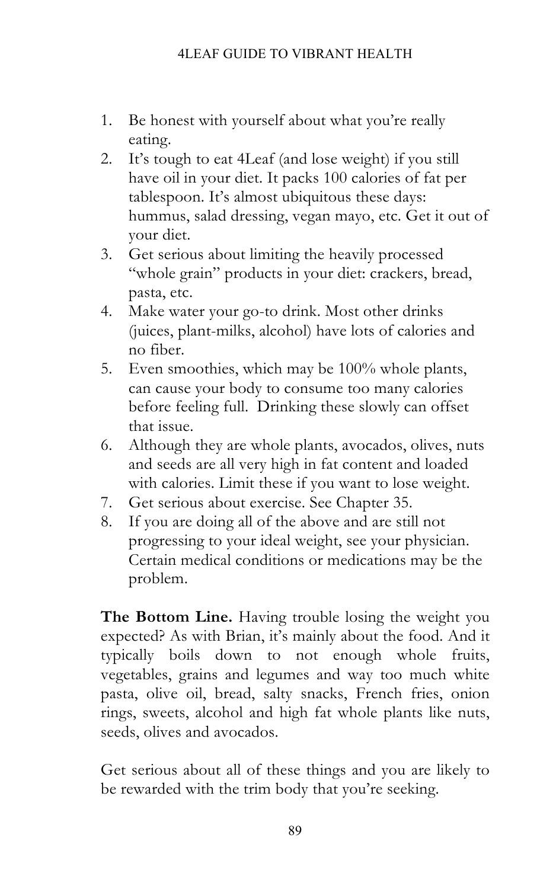1. Be honest with yourself about what you're really eating.
2. It's tough to eat 4Leaf (and lose weight) if you still have oil in your diet. It packs 100 calories of fat per tablespoon. It's almost ubiquitous these days: hummus, salad dressing, vegan mayo, etc. Get it out of your diet.
3. Get serious about limiting the heavily processed "whole grain" products in your diet: crackers, bread, pasta, etc.
4. Make water your go-to drink. Most other drinks (juices, plant-milks, alcohol) have lots of calories and no fiber.
5. Even smoothies, which may be 100% whole plants, can cause your body to consume too many calories before feeling full. Drinking these slowly can offset that issue.
6. Although they are whole plants, avocados, olives, nuts and seeds are all very high in fat content and loaded with calories. Limit these if you want to lose weight.
7. Get serious about exercise. See Chapter 35.
8. If you are doing all of the above and are still not progressing to your ideal weight, see your physician. Certain medical conditions or medications may be the problem.

**The Bottom Line.** Having trouble losing the weight you expected? As with Brian, it's mainly about the food. And it typically boils down to not enough whole fruits, vegetables, grains and legumes and way too much white pasta, olive oil, bread, salty snacks, French fries, onion rings, sweets, alcohol and high fat whole plants like nuts, seeds, olives and avocados.

Get serious about all of these things and you are likely to be rewarded with the trim body that you're seeking.